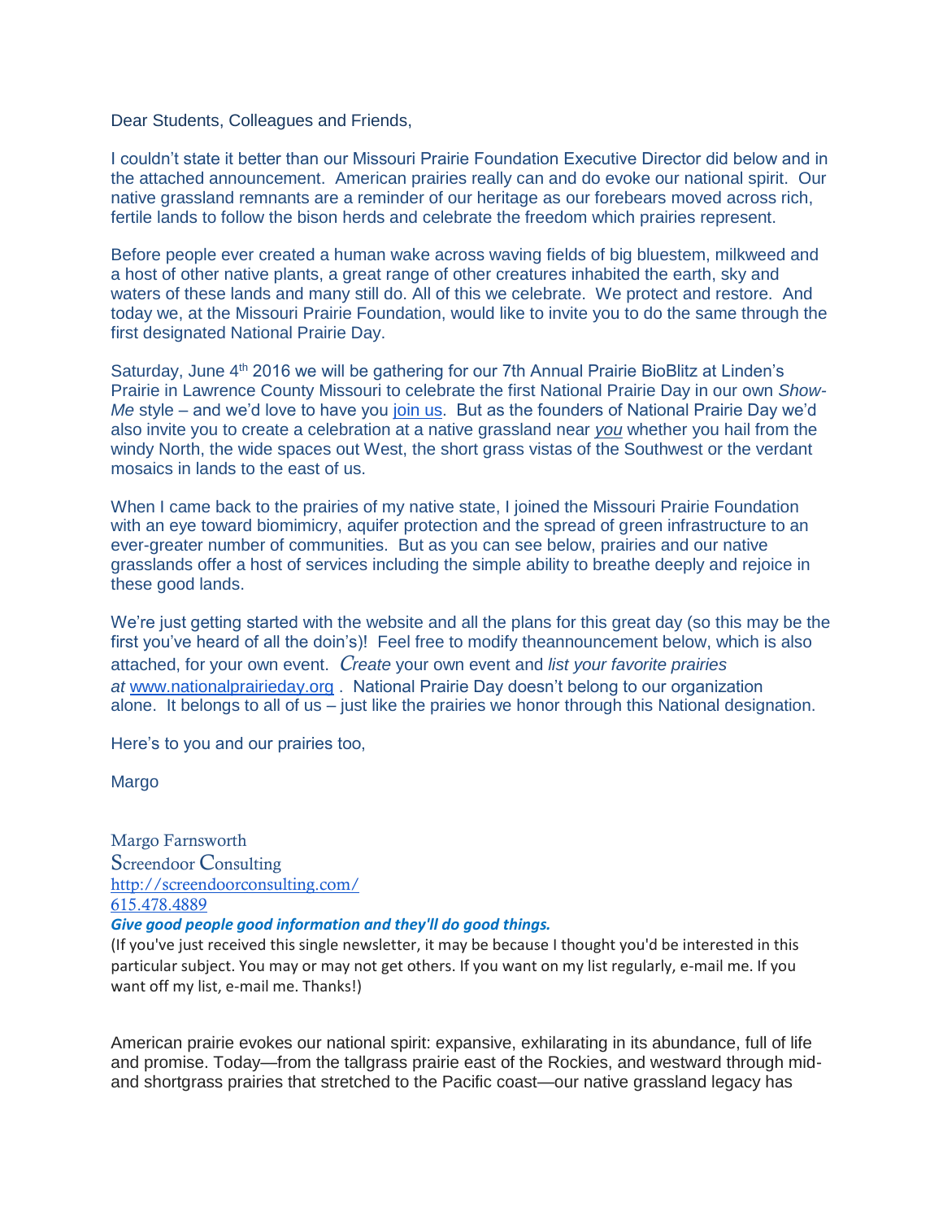Dear Students, Colleagues and Friends,

I couldn't state it better than our Missouri Prairie Foundation Executive Director did below and in the attached announcement. American prairies really can and do evoke our national spirit. Our native grassland remnants are a reminder of our heritage as our forebears moved across rich, fertile lands to follow the bison herds and celebrate the freedom which prairies represent.

Before people ever created a human wake across waving fields of big bluestem, milkweed and a host of other native plants, a great range of other creatures inhabited the earth, sky and waters of these lands and many still do. All of this we celebrate. We protect and restore. And today we, at the Missouri Prairie Foundation, would like to invite you to do the same through the first designated National Prairie Day.

Saturday, June 4th 2016 we will be gathering for our 7th Annual Prairie BioBlitz at Linden's Prairie in Lawrence County Missouri to celebrate the first National Prairie Day in our own *Show-Me* style – and we'd love to have you join us. But as the founders of National Prairie Day we'd also invite you to create a celebration at a native grassland near ***you*** whether you hail from the windy North, the wide spaces out West, the short grass vistas of the Southwest or the verdant mosaics in lands to the east of us.

When I came back to the prairies of my native state, I joined the Missouri Prairie Foundation with an eye toward biomimicry, aquifer protection and the spread of green infrastructure to an ever-greater number of communities. But as you can see below, prairies and our native grasslands offer a host of services including the simple ability to breathe deeply and rejoice in these good lands.

We're just getting started with the website and all the plans for this great day (so this may be the first you've heard of all the doin's)! Feel free to modify theannouncement below, which is also attached, for your own event. *Create* your own event and *list your favorite prairies at* www.nationalprairieday.org . National Prairie Day doesn't belong to our organization alone. It belongs to all of us – just like the prairies we honor through this National designation.

Here's to you and our prairies too,

Margo

Margo Farnsworth
Screendoor Consulting
http://screendoorconsulting.com/
615.478.4889
***Give good people good information and they'll do good things.***
(If you've just received this single newsletter, it may be because I thought you'd be interested in this particular subject. You may or may not get others. If you want on my list regularly, e-mail me. If you want off my list, e-mail me. Thanks!)

American prairie evokes our national spirit: expansive, exhilarating in its abundance, full of life and promise. Today—from the tallgrass prairie east of the Rockies, and westward through mid- and shortgrass prairies that stretched to the Pacific coast—our native grassland legacy has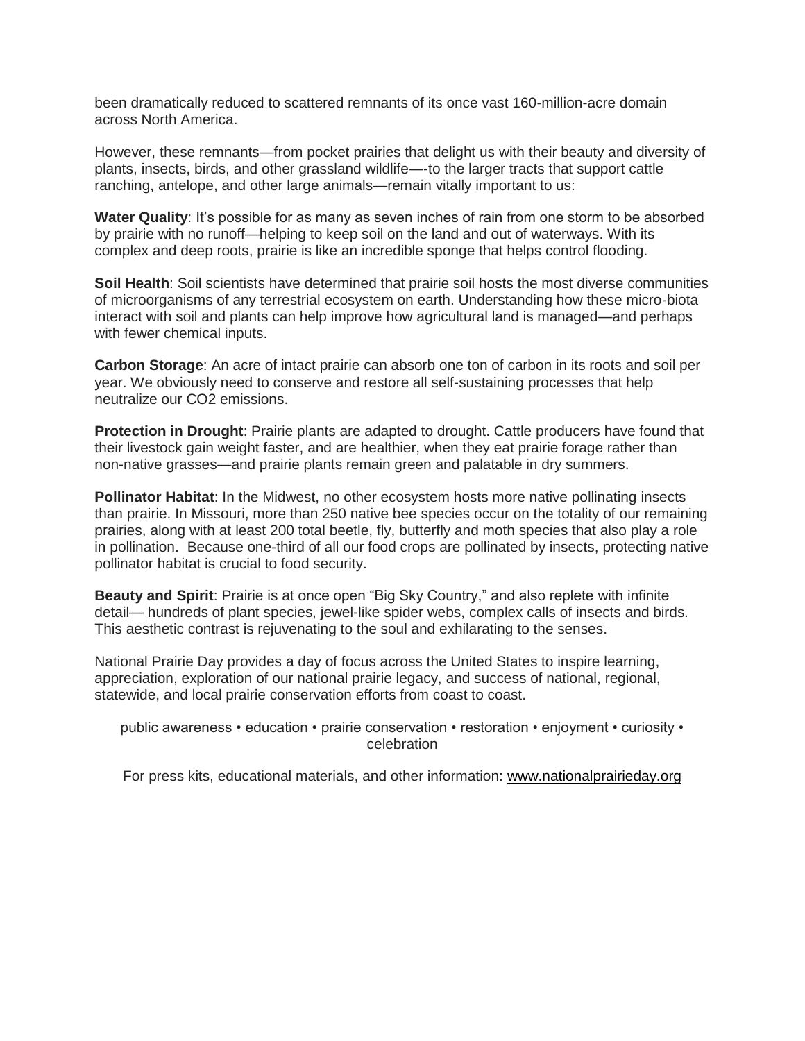been dramatically reduced to scattered remnants of its once vast 160-million-acre domain across North America.

However, these remnants—from pocket prairies that delight us with their beauty and diversity of plants, insects, birds, and other grassland wildlife—-to the larger tracts that support cattle ranching, antelope, and other large animals—remain vitally important to us:

**Water Quality**: It's possible for as many as seven inches of rain from one storm to be absorbed by prairie with no runoff—helping to keep soil on the land and out of waterways. With its complex and deep roots, prairie is like an incredible sponge that helps control flooding.

**Soil Health**: Soil scientists have determined that prairie soil hosts the most diverse communities of microorganisms of any terrestrial ecosystem on earth. Understanding how these micro-biota interact with soil and plants can help improve how agricultural land is managed—and perhaps with fewer chemical inputs.

**Carbon Storage**: An acre of intact prairie can absorb one ton of carbon in its roots and soil per year. We obviously need to conserve and restore all self-sustaining processes that help neutralize our $CO_2$ emissions.

**Protection in Drought**: Prairie plants are adapted to drought. Cattle producers have found that their livestock gain weight faster, and are healthier, when they eat prairie forage rather than non-native grasses—and prairie plants remain green and palatable in dry summers.

**Pollinator Habitat**: In the Midwest, no other ecosystem hosts more native pollinating insects than prairie. In Missouri, more than 250 native bee species occur on the totality of our remaining prairies, along with at least 200 total beetle, fly, butterfly and moth species that also play a role in pollination. Because one-third of all our food crops are pollinated by insects, protecting native pollinator habitat is crucial to food security.

**Beauty and Spirit**: Prairie is at once open "Big Sky Country," and also replete with infinite detail— hundreds of plant species, jewel-like spider webs, complex calls of insects and birds. This aesthetic contrast is rejuvenating to the soul and exhilarating to the senses.

National Prairie Day provides a day of focus across the United States to inspire learning, appreciation, exploration of our national prairie legacy, and success of national, regional, statewide, and local prairie conservation efforts from coast to coast.

public awareness • education • prairie conservation • restoration • enjoyment • curiosity • celebration

For press kits, educational materials, and other information: www.nationalprairieday.org